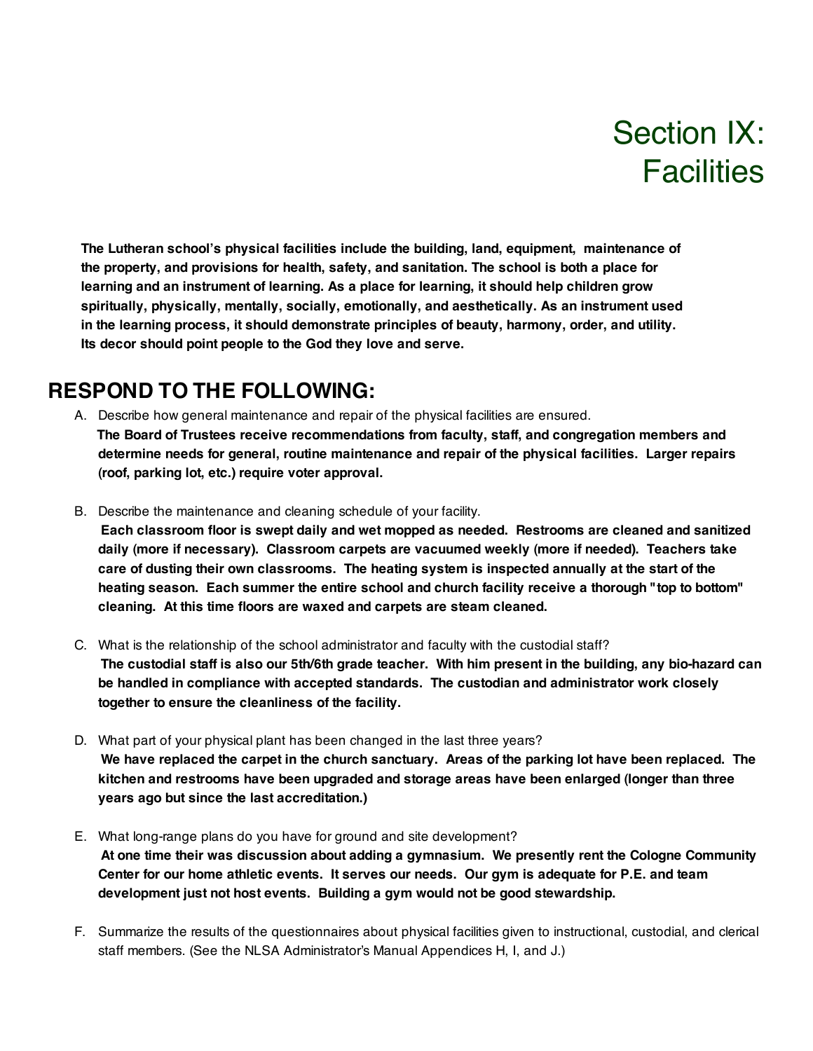# Section IX: Facilities

**The Lutheran school's physical facilities include the building, land, equipment, maintenance of the property, and provisions for health, safety, and sanitation. The school is both a place for learning and an instrument of learning. As a place for learning, it should help children grow spiritually, physically, mentally, socially, emotionally, and aesthetically. As an instrument used in the learning process, it should demonstrate principles of beauty, harmony, order, and utility. Its decor should point people to the God they love and serve.**

## RESPOND TO THE FOLLOWING:

A. Describe how general maintenance and repair of the physical facilities are ensured.
**The Board of Trustees receive recommendations from faculty, staff, and congregation members and determine needs for general, routine maintenance and repair of the physical facilities. Larger repairs (roof, parking lot, etc.) require voter approval.**

B. Describe the maintenance and cleaning schedule of your facility.
**Each classroom floor is swept daily and wet mopped as needed. Restrooms are cleaned and sanitized daily (more if necessary). Classroom carpets are vacuumed weekly (more if needed). Teachers take care of dusting their own classrooms. The heating system is inspected annually at the start of the heating season. Each summer the entire school and church facility receive a thorough "top to bottom" cleaning. At this time floors are waxed and carpets are steam cleaned.**

C. What is the relationship of the school administrator and faculty with the custodial staff?
**The custodial staff is also our 5th/6th grade teacher. With him present in the building, any bio-hazard can be handled in compliance with accepted standards. The custodian and administrator work closely together to ensure the cleanliness of the facility.**

D. What part of your physical plant has been changed in the last three years?
**We have replaced the carpet in the church sanctuary. Areas of the parking lot have been replaced. The kitchen and restrooms have been upgraded and storage areas have been enlarged (longer than three years ago but since the last accreditation.)**

E. What long-range plans do you have for ground and site development?
**At one time their was discussion about adding a gymnasium. We presently rent the Cologne Community Center for our home athletic events. It serves our needs. Our gym is adequate for P.E. and team development just not host events. Building a gym would not be good stewardship.**

F. Summarize the results of the questionnaires about physical facilities given to instructional, custodial, and clerical staff members. (See the NLSA Administrator's Manual Appendices H, I, and J.)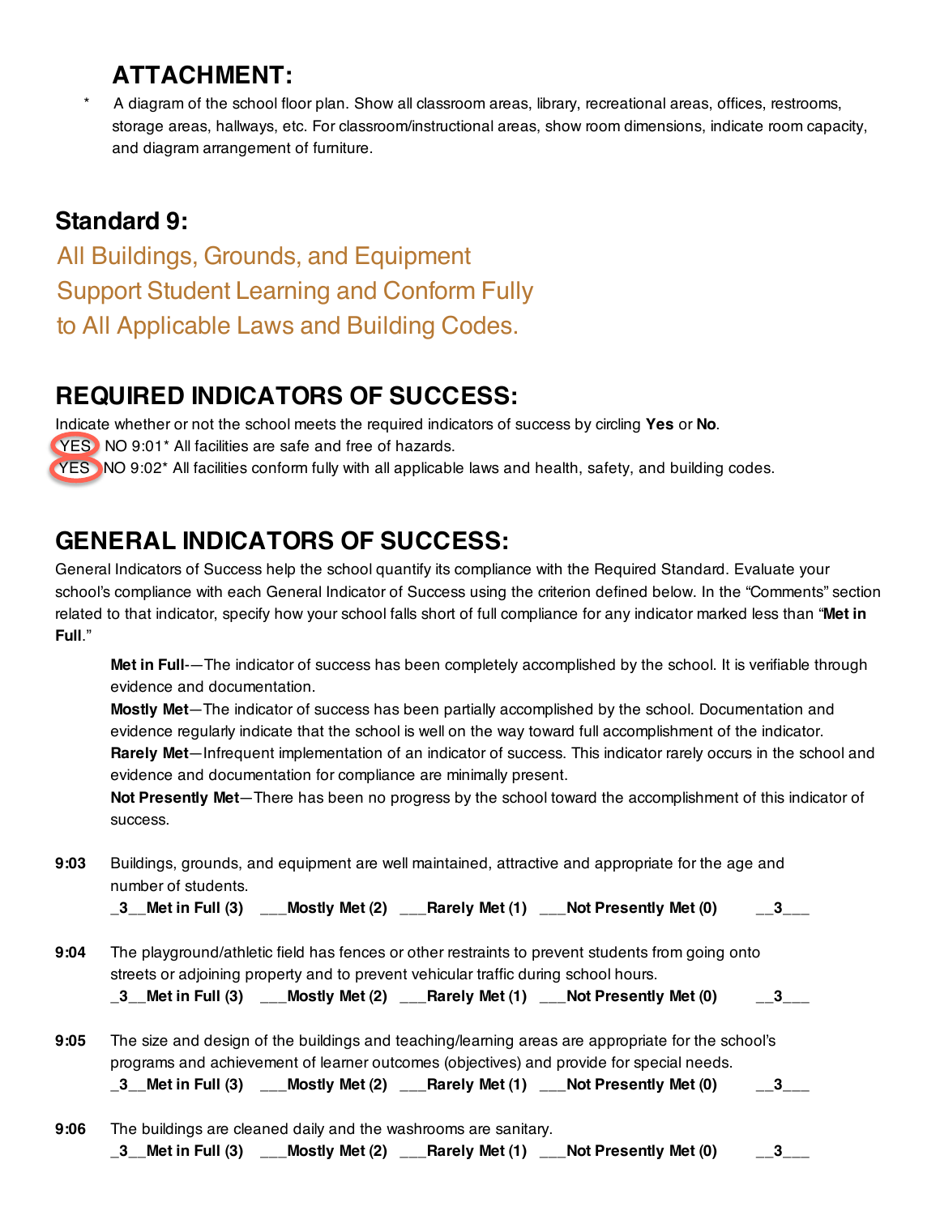## ATTACHMENT:

- A diagram of the school floor plan. Show all classroom areas, library, recreational areas, offices, restrooms, storage areas, hallways, etc. For classroom/instructional areas, show room dimensions, indicate room capacity, and diagram arrangement of furniture.

## Standard 9:

### All Buildings, Grounds, and Equipment Support Student Learning and Conform Fully to All Applicable Laws and Building Codes.

## REQUIRED INDICATORS OF SUCCESS:

Indicate whether or not the school meets the required indicators of success by circling **Yes** or **No**.

(YES) NO 9:01* All facilities are safe and free of hazards.

(YES) NO 9:02* All facilities conform fully with all applicable laws and health, safety, and building codes.

## GENERAL INDICATORS OF SUCCESS:

General Indicators of Success help the school quantify its compliance with the Required Standard. Evaluate your school's compliance with each General Indicator of Success using the criterion defined below. In the "Comments" section related to that indicator, specify how your school falls short of full compliance for any indicator marked less than "**Met in Full**."

**Met in Full**-—The indicator of success has been completely accomplished by the school. It is verifiable through evidence and documentation.

**Mostly Met**—The indicator of success has been partially accomplished by the school. Documentation and evidence regularly indicate that the school is well on the way toward full accomplishment of the indicator.

**Rarely Met**—Infrequent implementation of an indicator of success. This indicator rarely occurs in the school and evidence and documentation for compliance are minimally present.

**Not Presently Met**—There has been no progress by the school toward the accomplishment of this indicator of success.

**9:03** Buildings, grounds, and equipment are well maintained, attractive and appropriate for the age and number of students.

**_3__Met in Full (3) ___Mostly Met (2) ___Rarely Met (1) ___Not Presently Met (0) __3___**

**9:04** The playground/athletic field has fences or other restraints to prevent students from going onto streets or adjoining property and to prevent vehicular traffic during school hours.

**_3__Met in Full (3) ___Mostly Met (2) ___Rarely Met (1) ___Not Presently Met (0) __3___**

**9:05** The size and design of the buildings and teaching/learning areas are appropriate for the school's programs and achievement of learner outcomes (objectives) and provide for special needs.

**_3__Met in Full (3) ___Mostly Met (2) ___Rarely Met (1) ___Not Presently Met (0) __3___**

**9:06** The buildings are cleaned daily and the washrooms are sanitary.

**_3__Met in Full (3) ___Mostly Met (2) ___Rarely Met (1) ___Not Presently Met (0) __3___**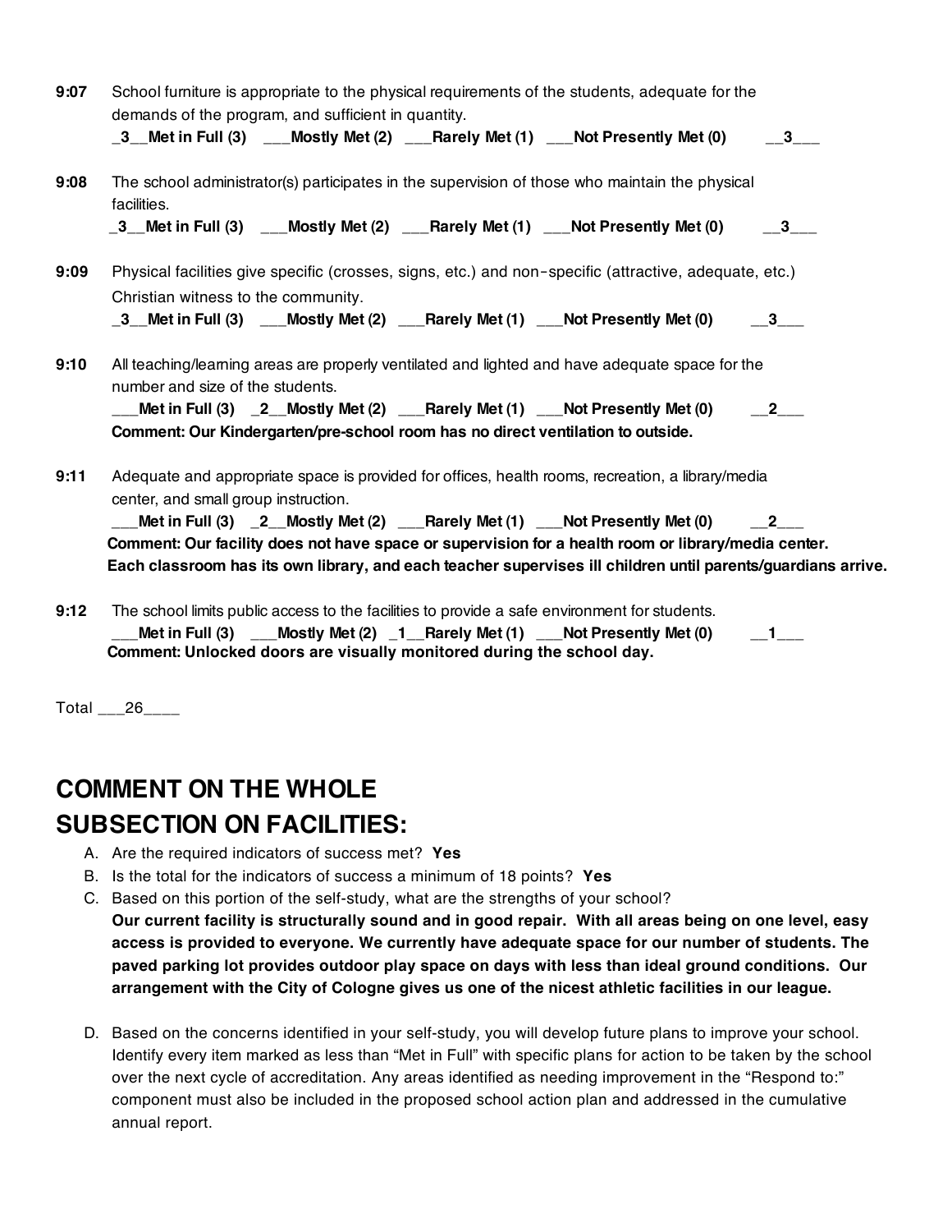**9:07** School furniture is appropriate to the physical requirements of the students, adequate for the demands of the program, and sufficient in quantity.

**_3__Met in Full (3) ___Mostly Met (2) ___Rarely Met (1) ___Not Presently Met (0) __3___**

**9:08** The school administrator(s) participates in the supervision of those who maintain the physical facilities.

**_3__Met in Full (3) ___Mostly Met (2) ___Rarely Met (1) ___Not Presently Met (0) __3___**

**9:09** Physical facilities give specific (crosses, signs, etc.) and non-specific (attractive, adequate, etc.) Christian witness to the community.

**_3__Met in Full (3) ___Mostly Met (2) ___Rarely Met (1) ___Not Presently Met (0) __3___**

**9:10** All teaching/learning areas are properly ventilated and lighted and have adequate space for the number and size of the students.

**___Met in Full (3) _2__Mostly Met (2) ___Rarely Met (1) ___Not Presently Met (0) __2___**

**Comment: Our Kindergarten/pre-school room has no direct ventilation to outside.**

**9:11** Adequate and appropriate space is provided for offices, health rooms, recreation, a library/media center, and small group instruction.

**___Met in Full (3) _2__Mostly Met (2) ___Rarely Met (1) ___Not Presently Met (0) __2___**

**Comment: Our facility does not have space or supervision for a health room or library/media center. Each classroom has its own library, and each teacher supervises ill children until parents/guardians arrive.**

**9:12** The school limits public access to the facilities to provide a safe environment for students.

**___Met in Full (3) ___Mostly Met (2) _1__Rarely Met (1) ___Not Presently Met (0) __1___**

**Comment: Unlocked doors are visually monitored during the school day.**

Total ___26____

## COMMENT ON THE WHOLE SUBSECTION ON FACILITIES:

A. Are the required indicators of success met? **Yes**

B. Is the total for the indicators of success a minimum of 18 points? **Yes**

C. Based on this portion of the self-study, what are the strengths of your school?
**Our current facility is structurally sound and in good repair. With all areas being on one level, easy access is provided to everyone. We currently have adequate space for our number of students. The paved parking lot provides outdoor play space on days with less than ideal ground conditions. Our arrangement with the City of Cologne gives us one of the nicest athletic facilities in our league.**

D. Based on the concerns identified in your self-study, you will develop future plans to improve your school. Identify every item marked as less than "Met in Full" with specific plans for action to be taken by the school over the next cycle of accreditation. Any areas identified as needing improvement in the "Respond to:" component must also be included in the proposed school action plan and addressed in the cumulative annual report.